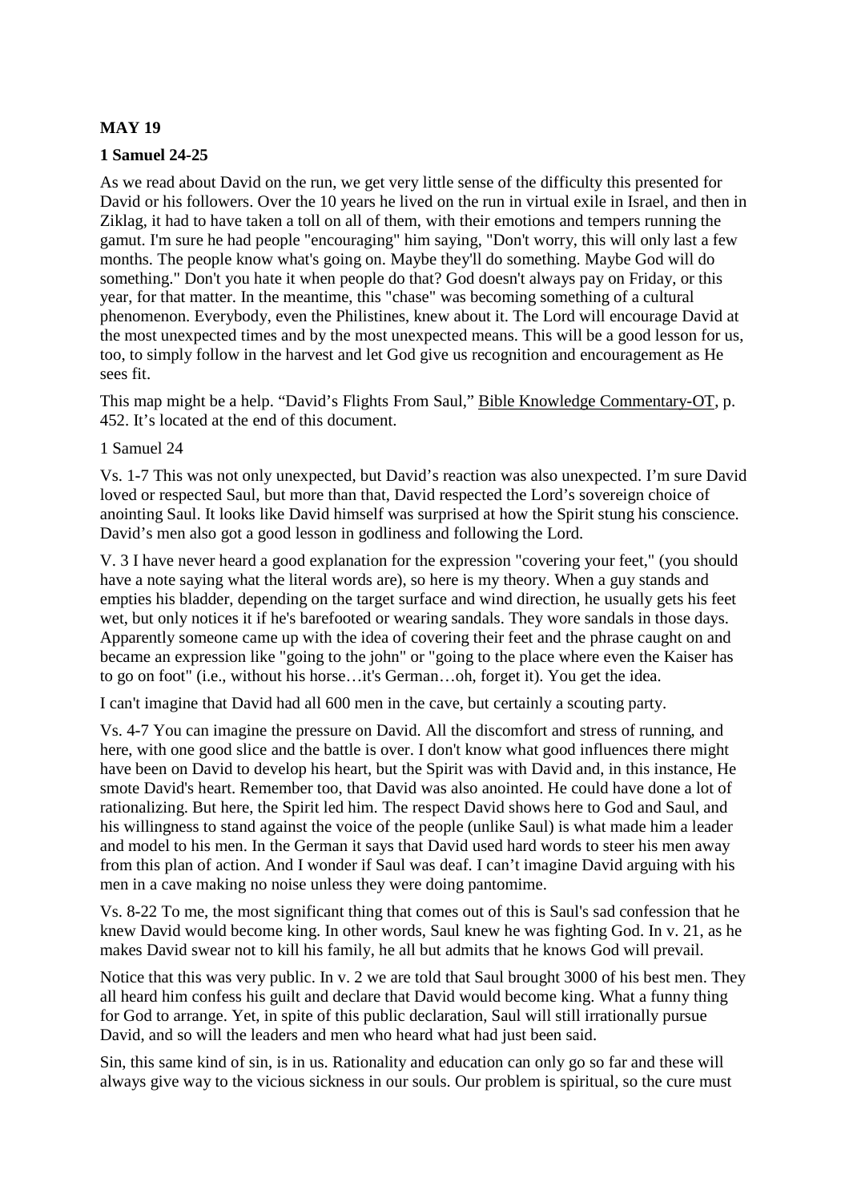**MAY 19**

**1 Samuel 24-25**

As we read about David on the run, we get very little sense of the difficulty this presented for David or his followers. Over the 10 years he lived on the run in virtual exile in Israel, and then in Ziklag, it had to have taken a toll on all of them, with their emotions and tempers running the gamut. I'm sure he had people "encouraging" him saying, "Don't worry, this will only last a few months. The people know what's going on. Maybe they'll do something. Maybe God will do something." Don't you hate it when people do that? God doesn't always pay on Friday, or this year, for that matter. In the meantime, this "chase" was becoming something of a cultural phenomenon. Everybody, even the Philistines, knew about it. The Lord will encourage David at the most unexpected times and by the most unexpected means. This will be a good lesson for us, too, to simply follow in the harvest and let God give us recognition and encouragement as He sees fit.

This map might be a help. "David's Flights From Saul," Bible Knowledge Commentary-OT, p. 452. It's located at the end of this document.

1 Samuel 24

Vs. 1-7 This was not only unexpected, but David's reaction was also unexpected. I'm sure David loved or respected Saul, but more than that, David respected the Lord's sovereign choice of anointing Saul. It looks like David himself was surprised at how the Spirit stung his conscience. David's men also got a good lesson in godliness and following the Lord.

V. 3 I have never heard a good explanation for the expression "covering your feet," (you should have a note saying what the literal words are), so here is my theory. When a guy stands and empties his bladder, depending on the target surface and wind direction, he usually gets his feet wet, but only notices it if he's barefooted or wearing sandals. They wore sandals in those days. Apparently someone came up with the idea of covering their feet and the phrase caught on and became an expression like "going to the john" or "going to the place where even the Kaiser has to go on foot" (i.e., without his horse…it's German…oh, forget it). You get the idea.

I can't imagine that David had all 600 men in the cave, but certainly a scouting party.

Vs. 4-7 You can imagine the pressure on David. All the discomfort and stress of running, and here, with one good slice and the battle is over. I don't know what good influences there might have been on David to develop his heart, but the Spirit was with David and, in this instance, He smote David's heart. Remember too, that David was also anointed. He could have done a lot of rationalizing. But here, the Spirit led him. The respect David shows here to God and Saul, and his willingness to stand against the voice of the people (unlike Saul) is what made him a leader and model to his men. In the German it says that David used hard words to steer his men away from this plan of action. And I wonder if Saul was deaf. I can't imagine David arguing with his men in a cave making no noise unless they were doing pantomime.

Vs. 8-22 To me, the most significant thing that comes out of this is Saul's sad confession that he knew David would become king. In other words, Saul knew he was fighting God. In v. 21, as he makes David swear not to kill his family, he all but admits that he knows God will prevail.

Notice that this was very public. In v. 2 we are told that Saul brought 3000 of his best men. They all heard him confess his guilt and declare that David would become king. What a funny thing for God to arrange. Yet, in spite of this public declaration, Saul will still irrationally pursue David, and so will the leaders and men who heard what had just been said.

Sin, this same kind of sin, is in us. Rationality and education can only go so far and these will always give way to the vicious sickness in our souls. Our problem is spiritual, so the cure must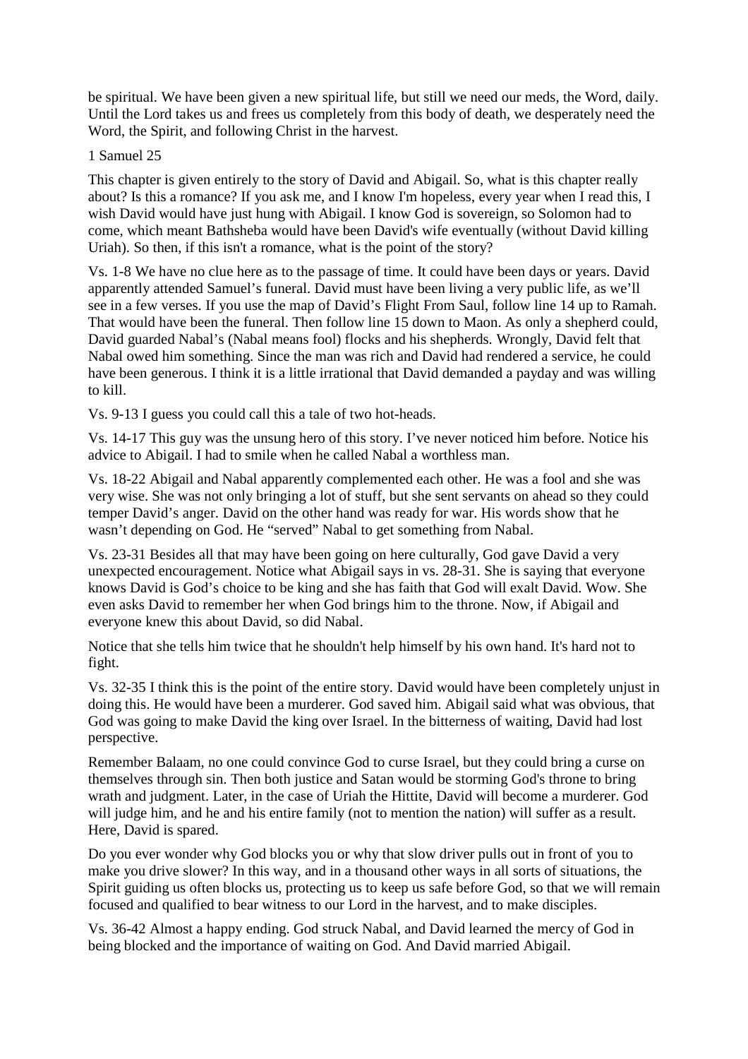be spiritual. We have been given a new spiritual life, but still we need our meds, the Word, daily. Until the Lord takes us and frees us completely from this body of death, we desperately need the Word, the Spirit, and following Christ in the harvest.

1 Samuel 25

This chapter is given entirely to the story of David and Abigail. So, what is this chapter really about? Is this a romance? If you ask me, and I know I'm hopeless, every year when I read this, I wish David would have just hung with Abigail. I know God is sovereign, so Solomon had to come, which meant Bathsheba would have been David's wife eventually (without David killing Uriah). So then, if this isn't a romance, what is the point of the story?

Vs. 1-8 We have no clue here as to the passage of time. It could have been days or years. David apparently attended Samuel's funeral. David must have been living a very public life, as we'll see in a few verses. If you use the map of David's Flight From Saul, follow line 14 up to Ramah. That would have been the funeral. Then follow line 15 down to Maon. As only a shepherd could, David guarded Nabal's (Nabal means fool) flocks and his shepherds. Wrongly, David felt that Nabal owed him something. Since the man was rich and David had rendered a service, he could have been generous. I think it is a little irrational that David demanded a payday and was willing to kill.

Vs. 9-13 I guess you could call this a tale of two hot-heads.

Vs. 14-17 This guy was the unsung hero of this story. I've never noticed him before. Notice his advice to Abigail. I had to smile when he called Nabal a worthless man.

Vs. 18-22 Abigail and Nabal apparently complemented each other. He was a fool and she was very wise. She was not only bringing a lot of stuff, but she sent servants on ahead so they could temper David's anger. David on the other hand was ready for war. His words show that he wasn't depending on God. He "served" Nabal to get something from Nabal.

Vs. 23-31 Besides all that may have been going on here culturally, God gave David a very unexpected encouragement. Notice what Abigail says in vs. 28-31. She is saying that everyone knows David is God's choice to be king and she has faith that God will exalt David. Wow. She even asks David to remember her when God brings him to the throne. Now, if Abigail and everyone knew this about David, so did Nabal.

Notice that she tells him twice that he shouldn't help himself by his own hand. It's hard not to fight.

Vs. 32-35 I think this is the point of the entire story. David would have been completely unjust in doing this. He would have been a murderer. God saved him. Abigail said what was obvious, that God was going to make David the king over Israel. In the bitterness of waiting, David had lost perspective.

Remember Balaam, no one could convince God to curse Israel, but they could bring a curse on themselves through sin. Then both justice and Satan would be storming God's throne to bring wrath and judgment. Later, in the case of Uriah the Hittite, David will become a murderer. God will judge him, and he and his entire family (not to mention the nation) will suffer as a result. Here, David is spared.

Do you ever wonder why God blocks you or why that slow driver pulls out in front of you to make you drive slower? In this way, and in a thousand other ways in all sorts of situations, the Spirit guiding us often blocks us, protecting us to keep us safe before God, so that we will remain focused and qualified to bear witness to our Lord in the harvest, and to make disciples.

Vs. 36-42 Almost a happy ending. God struck Nabal, and David learned the mercy of God in being blocked and the importance of waiting on God. And David married Abigail.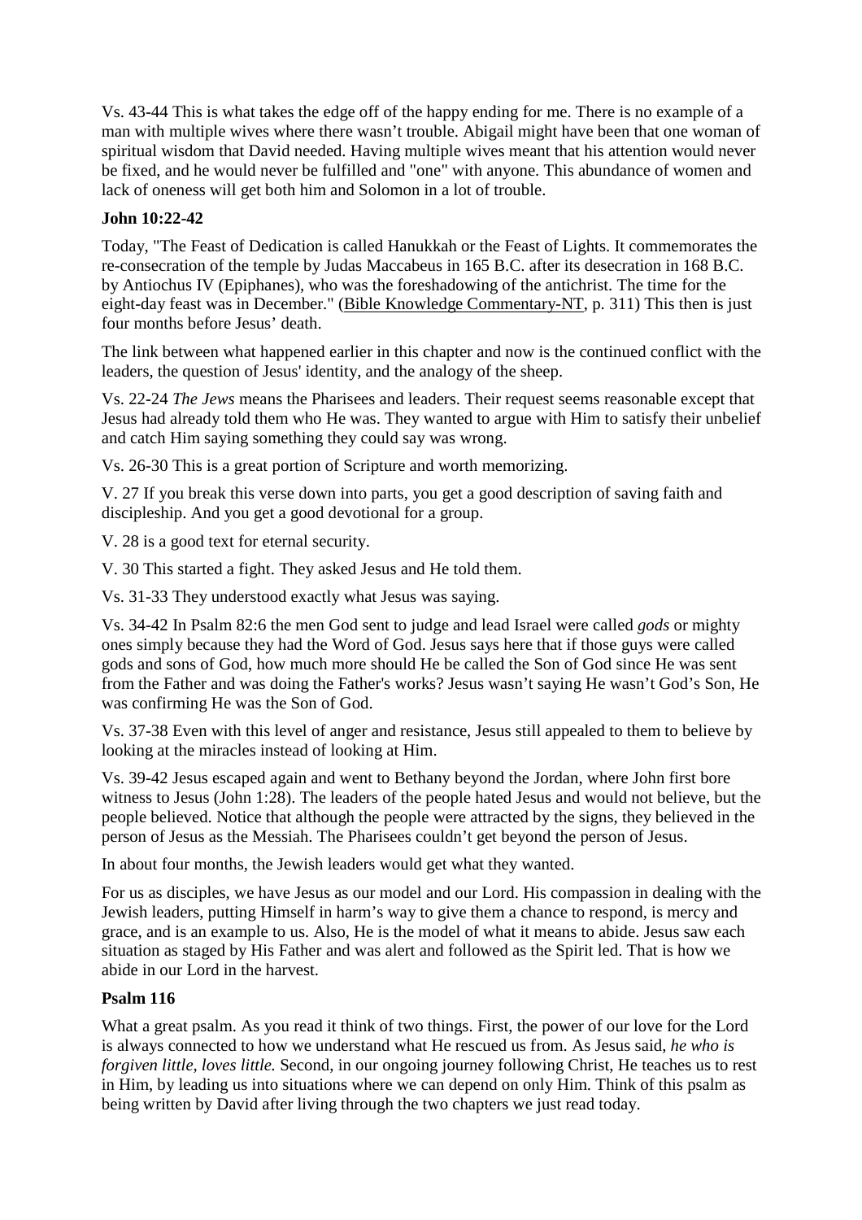Vs. 43-44 This is what takes the edge off of the happy ending for me. There is no example of a man with multiple wives where there wasn't trouble. Abigail might have been that one woman of spiritual wisdom that David needed. Having multiple wives meant that his attention would never be fixed, and he would never be fulfilled and "one" with anyone. This abundance of women and lack of oneness will get both him and Solomon in a lot of trouble.

**John 10:22-42**

Today, "The Feast of Dedication is called Hanukkah or the Feast of Lights. It commemorates the re-consecration of the temple by Judas Maccabeus in 165 B.C. after its desecration in 168 B.C. by Antiochus IV (Epiphanes), who was the foreshadowing of the antichrist. The time for the eight-day feast was in December." (Bible Knowledge Commentary-NT, p. 311) This then is just four months before Jesus' death.

The link between what happened earlier in this chapter and now is the continued conflict with the leaders, the question of Jesus' identity, and the analogy of the sheep.

Vs. 22-24 *The Jews* means the Pharisees and leaders. Their request seems reasonable except that Jesus had already told them who He was. They wanted to argue with Him to satisfy their unbelief and catch Him saying something they could say was wrong.

Vs. 26-30 This is a great portion of Scripture and worth memorizing.

V. 27 If you break this verse down into parts, you get a good description of saving faith and discipleship. And you get a good devotional for a group.

V. 28 is a good text for eternal security.

V. 30 This started a fight. They asked Jesus and He told them.

Vs. 31-33 They understood exactly what Jesus was saying.

Vs. 34-42 In Psalm 82:6 the men God sent to judge and lead Israel were called *gods* or mighty ones simply because they had the Word of God. Jesus says here that if those guys were called gods and sons of God, how much more should He be called the Son of God since He was sent from the Father and was doing the Father's works? Jesus wasn't saying He wasn't God's Son, He was confirming He was the Son of God.

Vs. 37-38 Even with this level of anger and resistance, Jesus still appealed to them to believe by looking at the miracles instead of looking at Him.

Vs. 39-42 Jesus escaped again and went to Bethany beyond the Jordan, where John first bore witness to Jesus (John 1:28). The leaders of the people hated Jesus and would not believe, but the people believed. Notice that although the people were attracted by the signs, they believed in the person of Jesus as the Messiah. The Pharisees couldn't get beyond the person of Jesus.

In about four months, the Jewish leaders would get what they wanted.

For us as disciples, we have Jesus as our model and our Lord. His compassion in dealing with the Jewish leaders, putting Himself in harm's way to give them a chance to respond, is mercy and grace, and is an example to us. Also, He is the model of what it means to abide. Jesus saw each situation as staged by His Father and was alert and followed as the Spirit led. That is how we abide in our Lord in the harvest.

**Psalm 116**

What a great psalm. As you read it think of two things. First, the power of our love for the Lord is always connected to how we understand what He rescued us from. As Jesus said, *he who is forgiven little, loves little.* Second, in our ongoing journey following Christ, He teaches us to rest in Him, by leading us into situations where we can depend on only Him. Think of this psalm as being written by David after living through the two chapters we just read today.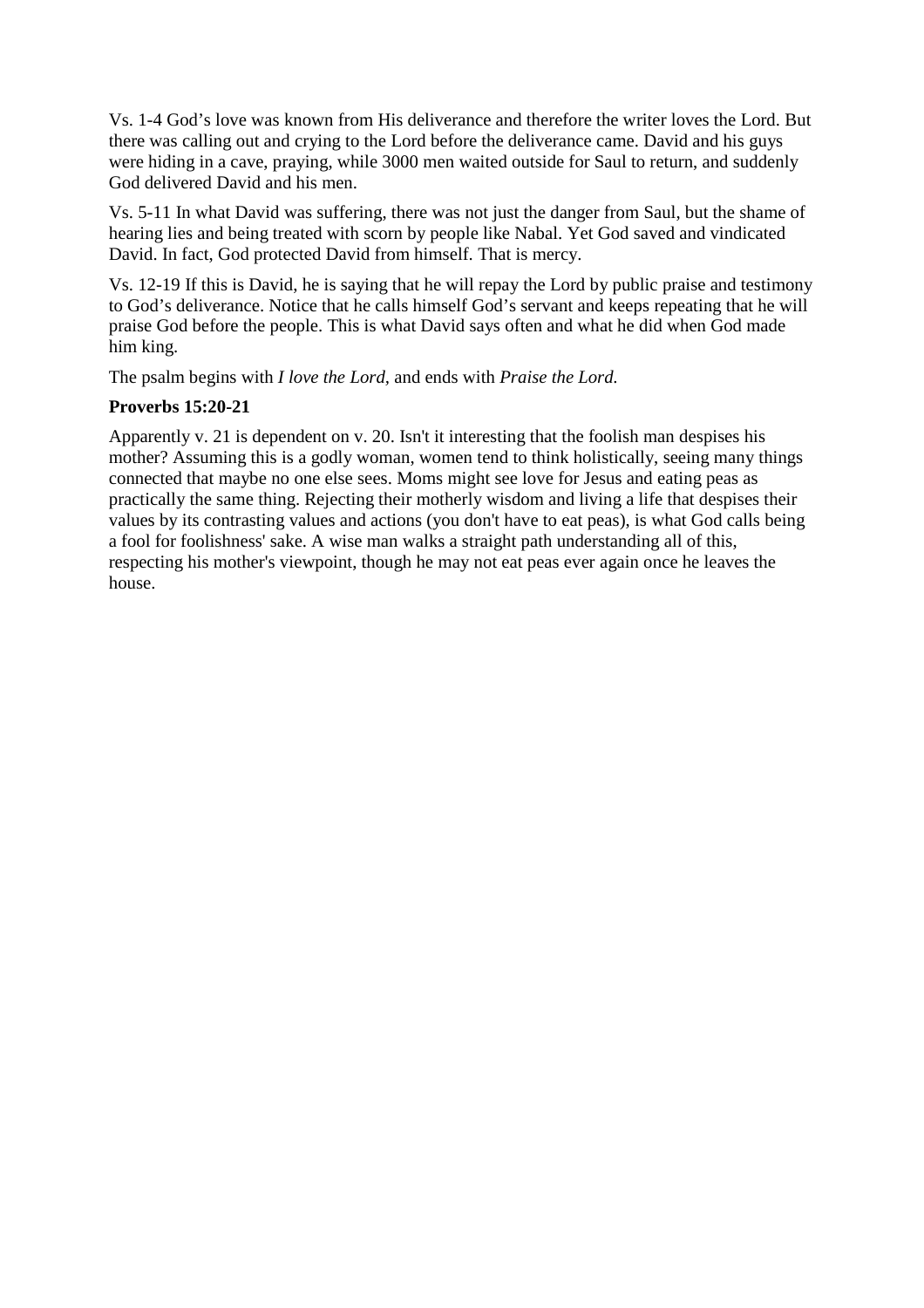Vs. 1-4 God's love was known from His deliverance and therefore the writer loves the Lord. But there was calling out and crying to the Lord before the deliverance came. David and his guys were hiding in a cave, praying, while 3000 men waited outside for Saul to return, and suddenly God delivered David and his men.

Vs. 5-11 In what David was suffering, there was not just the danger from Saul, but the shame of hearing lies and being treated with scorn by people like Nabal. Yet God saved and vindicated David. In fact, God protected David from himself. That is mercy.

Vs. 12-19 If this is David, he is saying that he will repay the Lord by public praise and testimony to God's deliverance. Notice that he calls himself God's servant and keeps repeating that he will praise God before the people. This is what David says often and what he did when God made him king.

The psalm begins with *I love the Lord,* and ends with *Praise the Lord.*

**Proverbs 15:20-21**

Apparently v. 21 is dependent on v. 20. Isn't it interesting that the foolish man despises his mother? Assuming this is a godly woman, women tend to think holistically, seeing many things connected that maybe no one else sees. Moms might see love for Jesus and eating peas as practically the same thing. Rejecting their motherly wisdom and living a life that despises their values by its contrasting values and actions (you don't have to eat peas), is what God calls being a fool for foolishness' sake. A wise man walks a straight path understanding all of this, respecting his mother's viewpoint, though he may not eat peas ever again once he leaves the house.